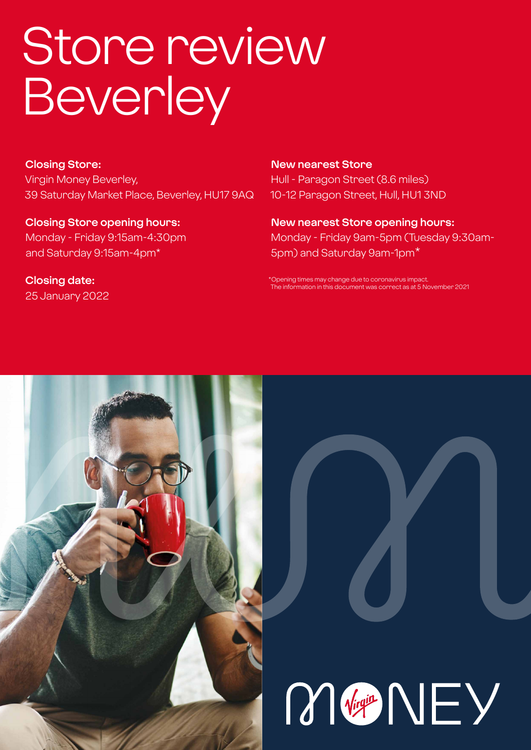# Store review Beverley

**Closing Store:**
Virgin Money Beverley,
39 Saturday Market Place, Beverley, HU17 9AQ

**Closing Store opening hours:**
Monday - Friday 9:15am-4:30pm
and Saturday 9:15am-4pm*

**Closing date:**
25 January 2022

**New nearest Store**
Hull - Paragon Street (8.6 miles)
10-12 Paragon Street, Hull, HU1 3ND

**New nearest Store opening hours:**
Monday - Friday 9am-5pm (Tuesday 9:30am-5pm) and Saturday 9am-1pm*

*Opening times may change due to coronavirus impact.
The information in this document was correct as at 5 November 2021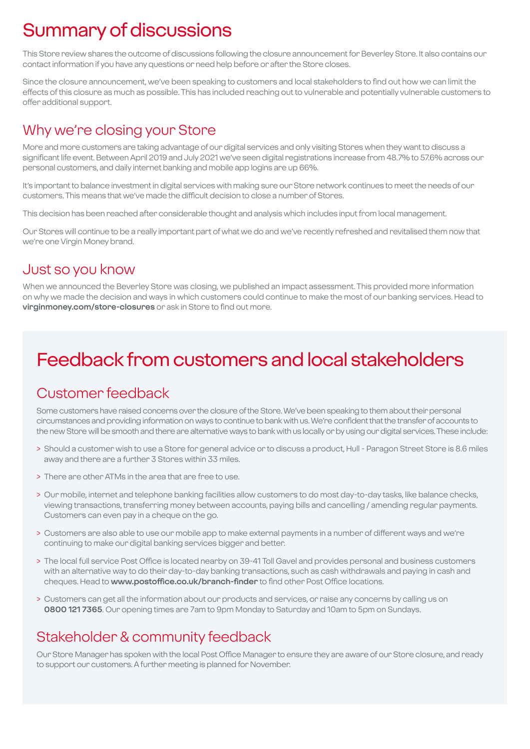# Summary of discussions

This Store review shares the outcome of discussions following the closure announcement for Beverley Store. It also contains our contact information if you have any questions or need help before or after the Store closes.

Since the closure announcement, we've been speaking to customers and local stakeholders to find out how we can limit the effects of this closure as much as possible. This has included reaching out to vulnerable and potentially vulnerable customers to offer additional support.

## Why we're closing your Store

More and more customers are taking advantage of our digital services and only visiting Stores when they want to discuss a significant life event. Between April 2019 and July 2021 we've seen digital registrations increase from 48.7% to 57.6% across our personal customers, and daily internet banking and mobile app logins are up 66%.

It's important to balance investment in digital services with making sure our Store network continues to meet the needs of our customers. This means that we've made the difficult decision to close a number of Stores.

This decision has been reached after considerable thought and analysis which includes input from local management.

Our Stores will continue to be a really important part of what we do and we've recently refreshed and revitalised them now that we're one Virgin Money brand.

## Just so you know

When we announced the Beverley Store was closing, we published an impact assessment. This provided more information on why we made the decision and ways in which customers could continue to make the most of our banking services. Head to **virginmoney.com/store-closures** or ask in Store to find out more.

# Feedback from customers and local stakeholders

## Customer feedback

Some customers have raised concerns over the closure of the Store. We've been speaking to them about their personal circumstances and providing information on ways to continue to bank with us. We're confident that the transfer of accounts to the new Store will be smooth and there are alternative ways to bank with us locally or by using our digital services. These include:

> Should a customer wish to use a Store for general advice or to discuss a product, Hull - Paragon Street Store is 8.6 miles away and there are a further 3 Stores within 33 miles.

> There are other ATMs in the area that are free to use.

> Our mobile, internet and telephone banking facilities allow customers to do most day-to-day tasks, like balance checks, viewing transactions, transferring money between accounts, paying bills and cancelling / amending regular payments. Customers can even pay in a cheque on the go.

> Customers are also able to use our mobile app to make external payments in a number of different ways and we're continuing to make our digital banking services bigger and better.

> The local full service Post Office is located nearby on 39-41 Toll Gavel and provides personal and business customers with an alternative way to do their day-to-day banking transactions, such as cash withdrawals and paying in cash and cheques. Head to **www.postoffice.co.uk/branch-finder** to find other Post Office locations.

> Customers can get all the information about our products and services, or raise any concerns by calling us on **0800 121 7365**. Our opening times are 7am to 9pm Monday to Saturday and 10am to 5pm on Sundays.

## Stakeholder & community feedback

Our Store Manager has spoken with the local Post Office Manager to ensure they are aware of our Store closure, and ready to support our customers. A further meeting is planned for November.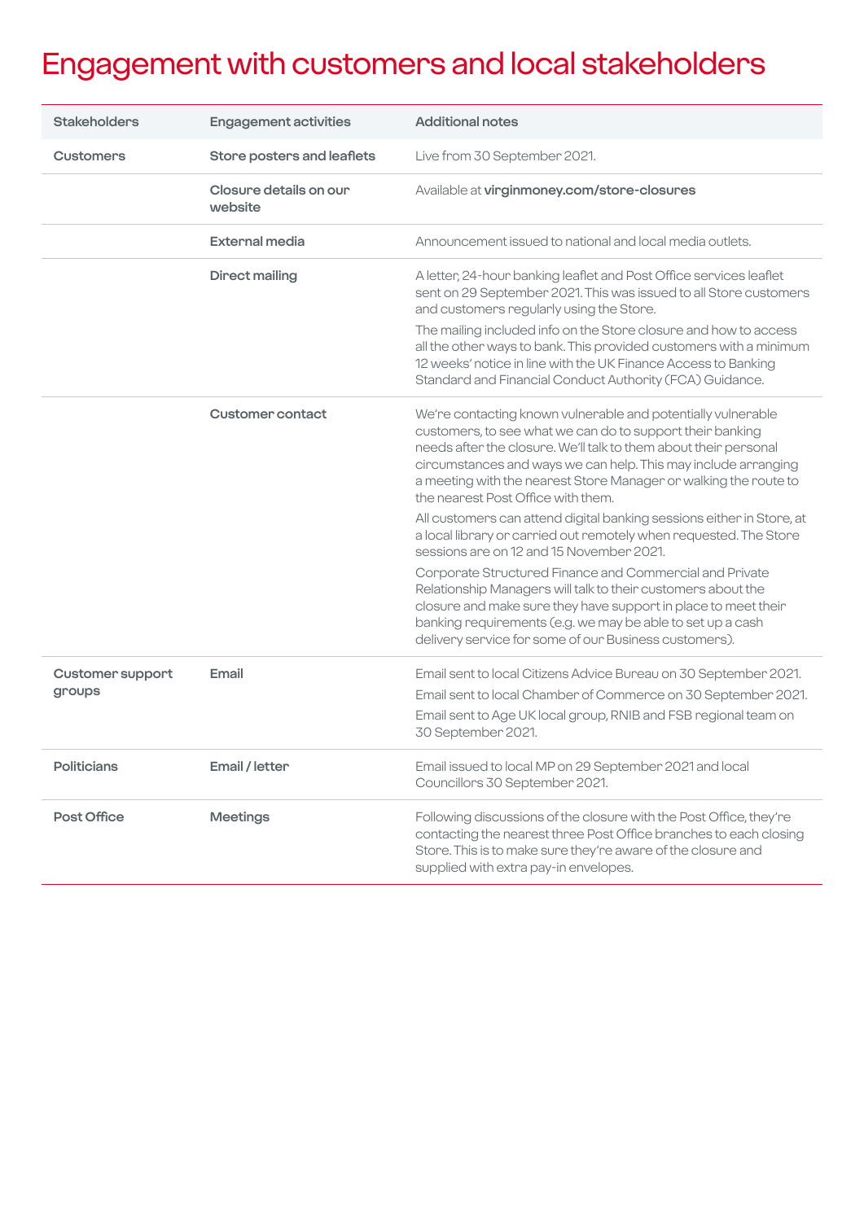# Engagement with customers and local stakeholders

| Stakeholders | Engagement activities | Additional notes |
|---|---|---|
| **Customers** | **Store posters and leaflets** | Live from 30 September 2021. |
| | **Closure details on our website** | Available at **virginmoney.com/store-closures** |
| | **External media** | Announcement issued to national and local media outlets. |
| | **Direct mailing** | A letter, 24-hour banking leaflet and Post Office services leaflet sent on 29 September 2021. This was issued to all Store customers and customers regularly using the Store.<br><br>The mailing included info on the Store closure and how to access all the other ways to bank. This provided customers with a minimum 12 weeks' notice in line with the UK Finance Access to Banking Standard and Financial Conduct Authority (FCA) Guidance. |
| | **Customer contact** | We're contacting known vulnerable and potentially vulnerable customers, to see what we can do to support their banking needs after the closure. We'll talk to them about their personal circumstances and ways we can help. This may include arranging a meeting with the nearest Store Manager or walking the route to the nearest Post Office with them.<br><br>All customers can attend digital banking sessions either in Store, at a local library or carried out remotely when requested. The Store sessions are on 12 and 15 November 2021.<br><br>Corporate Structured Finance and Commercial and Private Relationship Managers will talk to their customers about the closure and make sure they have support in place to meet their banking requirements (e.g. we may be able to set up a cash delivery service for some of our Business customers). |
| **Customer support groups** | **Email** | Email sent to local Citizens Advice Bureau on 30 September 2021.<br><br>Email sent to local Chamber of Commerce on 30 September 2021.<br><br>Email sent to Age UK local group, RNIB and FSB regional team on 30 September 2021. |
| **Politicians** | **Email / letter** | Email issued to local MP on 29 September 2021 and local Councillors 30 September 2021. |
| **Post Office** | **Meetings** | Following discussions of the closure with the Post Office, they're contacting the nearest three Post Office branches to each closing Store. This is to make sure they're aware of the closure and supplied with extra pay-in envelopes. |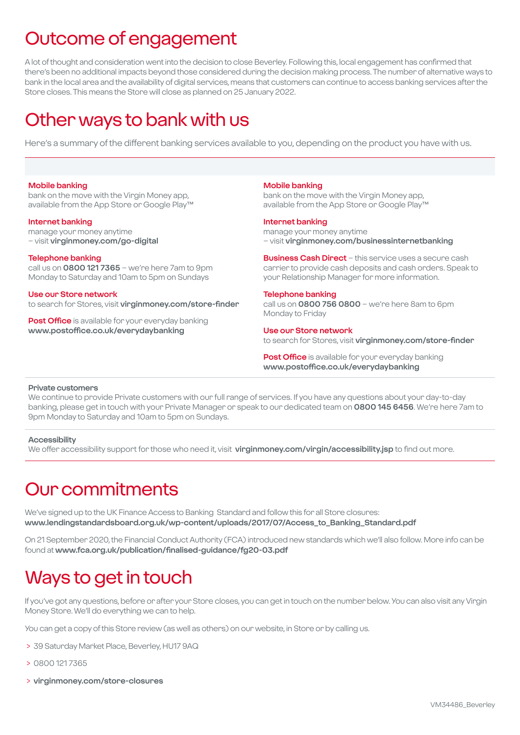# Outcome of engagement

A lot of thought and consideration went into the decision to close Beverley. Following this, local engagement has confirmed that there's been no additional impacts beyond those considered during the decision making process. The number of alternative ways to bank in the local area and the availability of digital services, means that customers can continue to access banking services after the Store closes. This means the Store will close as planned on 25 January 2022.

# Other ways to bank with us

Here's a summary of the different banking services available to you, depending on the product you have with us.

**Mobile banking**
bank on the move with the Virgin Money app, available from the App Store or Google Play™

**Internet banking**
manage your money anytime – visit **virginmoney.com/go-digital**

**Telephone banking**
call us on **0800 121 7365** – we're here 7am to 9pm Monday to Saturday and 10am to 5pm on Sundays

**Use our Store network**
to search for Stores, visit **virginmoney.com/store-finder**

**Post Office** is available for your everyday banking **www.postoffice.co.uk/everydaybanking**

**Mobile banking**
bank on the move with the Virgin Money app, available from the App Store or Google Play™

**Internet banking**
manage your money anytime – visit **virginmoney.com/businessinternetbanking**

**Business Cash Direct** – this service uses a secure cash carrier to provide cash deposits and cash orders. Speak to your Relationship Manager for more information.

**Telephone banking**
call us on **0800 756 0800** – we're here 8am to 6pm Monday to Friday

**Use our Store network**
to search for Stores, visit **virginmoney.com/store-finder**

**Post Office** is available for your everyday banking **www.postoffice.co.uk/everydaybanking**

**Private customers**
We continue to provide Private customers with our full range of services. If you have any questions about your day-to-day banking, please get in touch with your Private Manager or speak to our dedicated team on **0800 145 6456**. We're here 7am to 9pm Monday to Saturday and 10am to 5pm on Sundays.

**Accessibility**
We offer accessibility support for those who need it, visit **virginmoney.com/virgin/accessibility.jsp** to find out more.

# Our commitments

We've signed up to the UK Finance Access to Banking Standard and follow this for all Store closures: **www.lendingstandardsboard.org.uk/wp-content/uploads/2017/07/Access_to_Banking_Standard.pdf**

On 21 September 2020, the Financial Conduct Authority (FCA) introduced new standards which we'll also follow. More info can be found at **www.fca.org.uk/publication/finalised-guidance/fg20-03.pdf**

# Ways to get in touch

If you've got any questions, before or after your Store closes, you can get in touch on the number below. You can also visit any Virgin Money Store. We'll do everything we can to help.

You can get a copy of this Store review (as well as others) on our website, in Store or by calling us.

> 39 Saturday Market Place, Beverley, HU17 9AQ

> 0800 121 7365

> **virginmoney.com/store-closures**

VM34486_Beverley